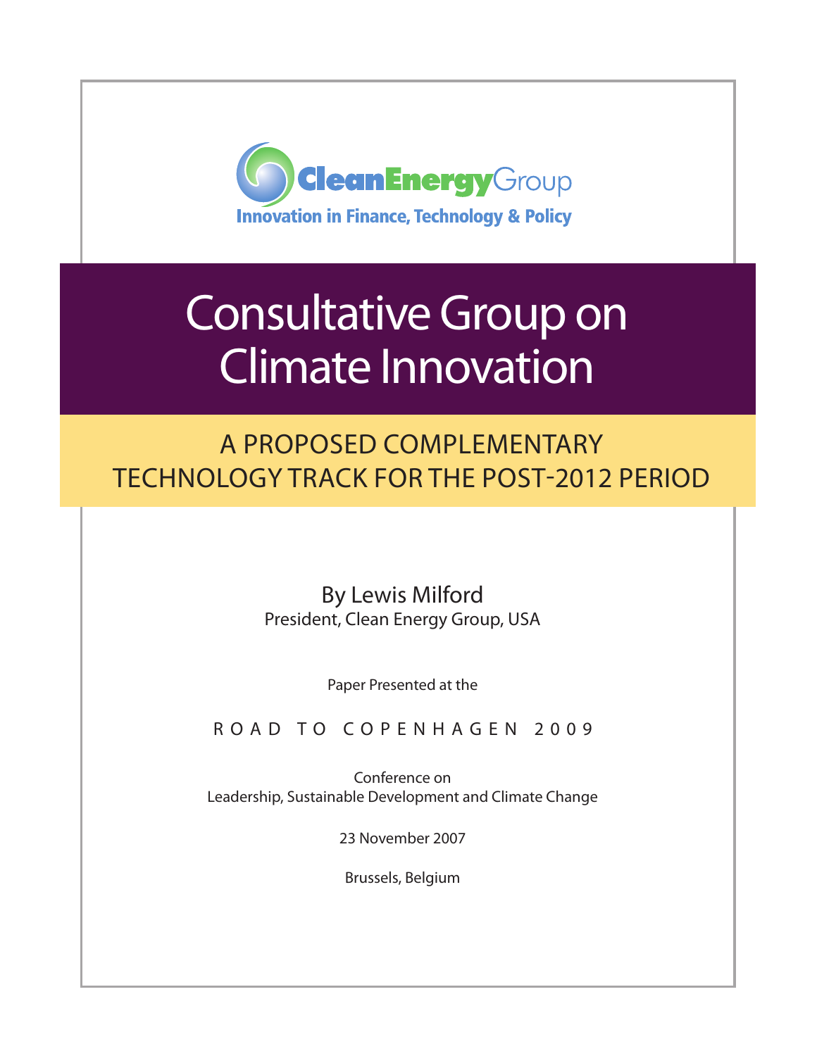CleanEnergyGroup

Innovation in Finance, Technology & Policy

# Consultative Group on Climate Innovation

## A PROPOSED COMPLEMENTARY TECHNOLOGY TRACK FOR THE POST-2012 PERIOD

By Lewis Milford

President, Clean Energy Group, USA

Paper Presented at the

ROAD TO COPENHAGEN 2009

Conference on
Leadership, Sustainable Development and Climate Change

23 November 2007

Brussels, Belgium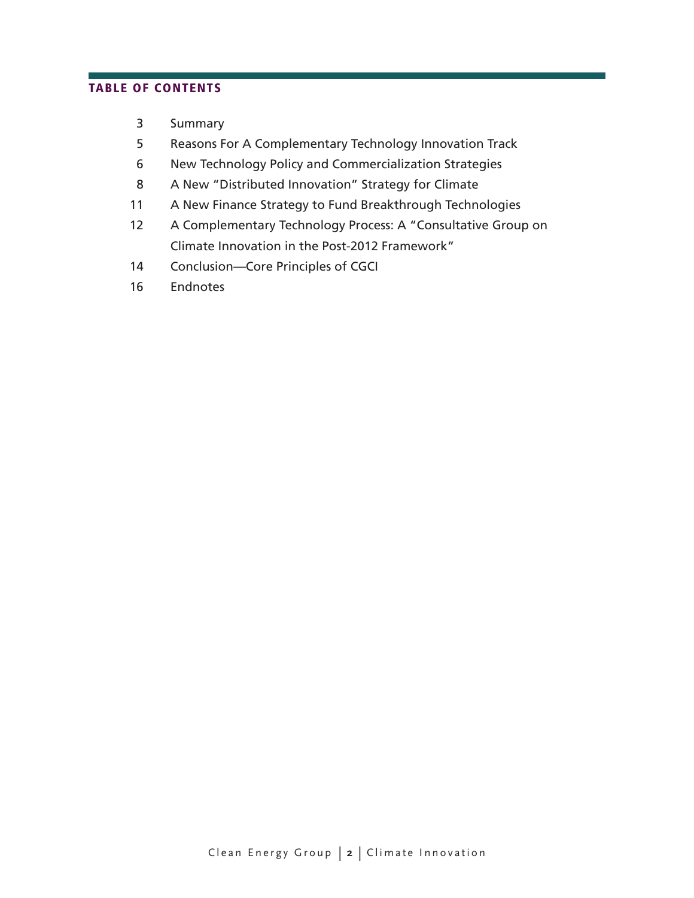## TABLE OF CONTENTS

| | |
|---|---|
| 3 | Summary |
| 5 | Reasons For A Complementary Technology Innovation Track |
| 6 | New Technology Policy and Commercialization Strategies |
| 8 | A New "Distributed Innovation" Strategy for Climate |
| 11 | A New Finance Strategy to Fund Breakthrough Technologies |
| 12 | A Complementary Technology Process: A "Consultative Group on Climate Innovation in the Post-2012 Framework" |
| 14 | Conclusion—Core Principles of CGCI |
| 16 | Endnotes |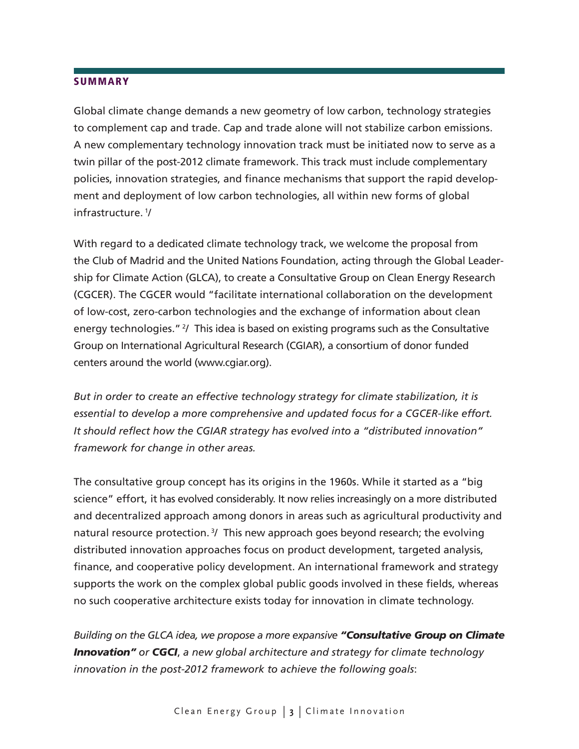## SUMMARY

Global climate change demands a new geometry of low carbon, technology strategies to complement cap and trade. Cap and trade alone will not stabilize carbon emissions. A new complementary technology innovation track must be initiated now to serve as a twin pillar of the post-2012 climate framework. This track must include complementary policies, innovation strategies, and finance mechanisms that support the rapid development and deployment of low carbon technologies, all within new forms of global infrastructure. [1]/

With regard to a dedicated climate technology track, we welcome the proposal from the Club of Madrid and the United Nations Foundation, acting through the Global Leadership for Climate Action (GLCA), to create a Consultative Group on Clean Energy Research (CGCER). The CGCER would "facilitate international collaboration on the development of low-cost, zero-carbon technologies and the exchange of information about clean energy technologies." [2]/ This idea is based on existing programs such as the Consultative Group on International Agricultural Research (CGIAR), a consortium of donor funded centers around the world (www.cgiar.org).

*But in order to create an effective technology strategy for climate stabilization, it is essential to develop a more comprehensive and updated focus for a CGCER-like effort. It should reflect how the CGIAR strategy has evolved into a "distributed innovation" framework for change in other areas.*

The consultative group concept has its origins in the 1960s. While it started as a "big science" effort, it has evolved considerably. It now relies increasingly on a more distributed and decentralized approach among donors in areas such as agricultural productivity and natural resource protection. [3]/ This new approach goes beyond research; the evolving distributed innovation approaches focus on product development, targeted analysis, finance, and cooperative policy development. An international framework and strategy supports the work on the complex global public goods involved in these fields, whereas no such cooperative architecture exists today for innovation in climate technology.

*Building on the GLCA idea, we propose a more expansive* ***"Consultative Group on Climate Innovation"*** *or* ***CGCI****, a new global architecture and strategy for climate technology innovation in the post-2012 framework to achieve the following goals*: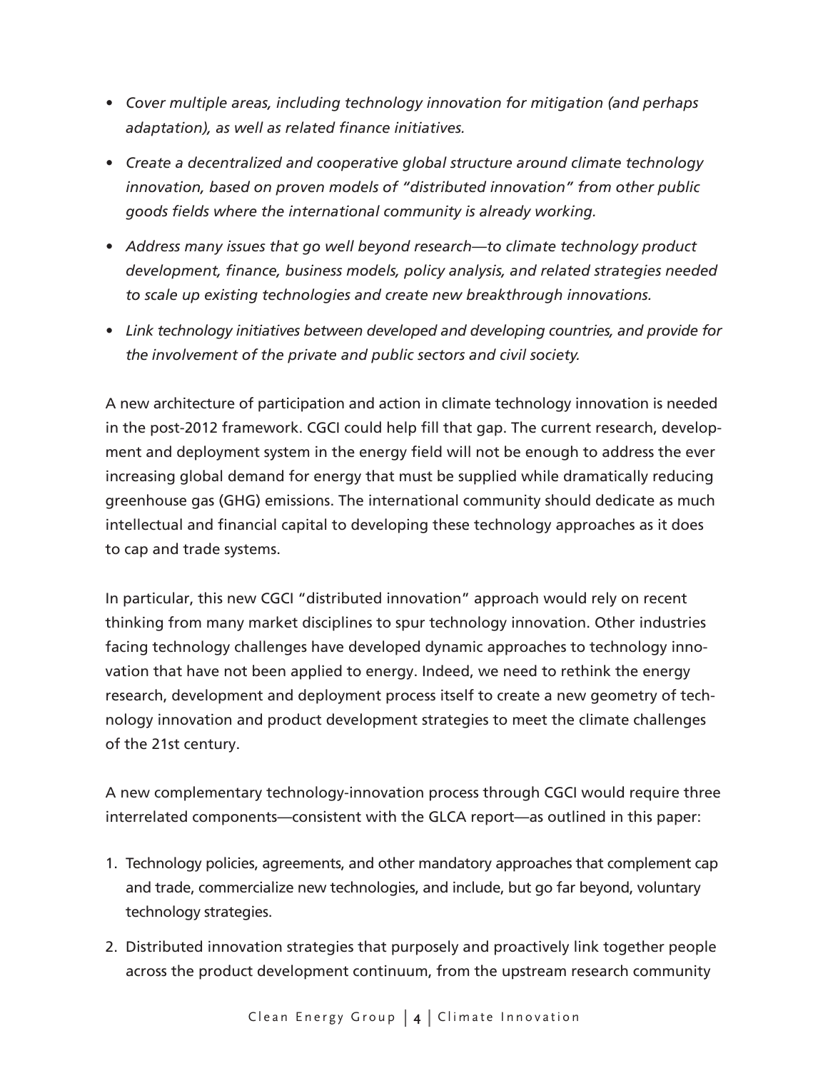- *Cover multiple areas, including technology innovation for mitigation (and perhaps adaptation), as well as related finance initiatives.*
- *Create a decentralized and cooperative global structure around climate technology innovation, based on proven models of "distributed innovation" from other public goods fields where the international community is already working.*
- *Address many issues that go well beyond research—to climate technology product development, finance, business models, policy analysis, and related strategies needed to scale up existing technologies and create new breakthrough innovations.*
- *Link technology initiatives between developed and developing countries, and provide for the involvement of the private and public sectors and civil society.*

A new architecture of participation and action in climate technology innovation is needed in the post-2012 framework. CGCI could help fill that gap. The current research, development and deployment system in the energy field will not be enough to address the ever increasing global demand for energy that must be supplied while dramatically reducing greenhouse gas (GHG) emissions. The international community should dedicate as much intellectual and financial capital to developing these technology approaches as it does to cap and trade systems.

In particular, this new CGCI "distributed innovation" approach would rely on recent thinking from many market disciplines to spur technology innovation. Other industries facing technology challenges have developed dynamic approaches to technology innovation that have not been applied to energy. Indeed, we need to rethink the energy research, development and deployment process itself to create a new geometry of technology innovation and product development strategies to meet the climate challenges of the 21st century.

A new complementary technology-innovation process through CGCI would require three interrelated components—consistent with the GLCA report—as outlined in this paper:

1. Technology policies, agreements, and other mandatory approaches that complement cap and trade, commercialize new technologies, and include, but go far beyond, voluntary technology strategies.
2. Distributed innovation strategies that purposely and proactively link together people across the product development continuum, from the upstream research community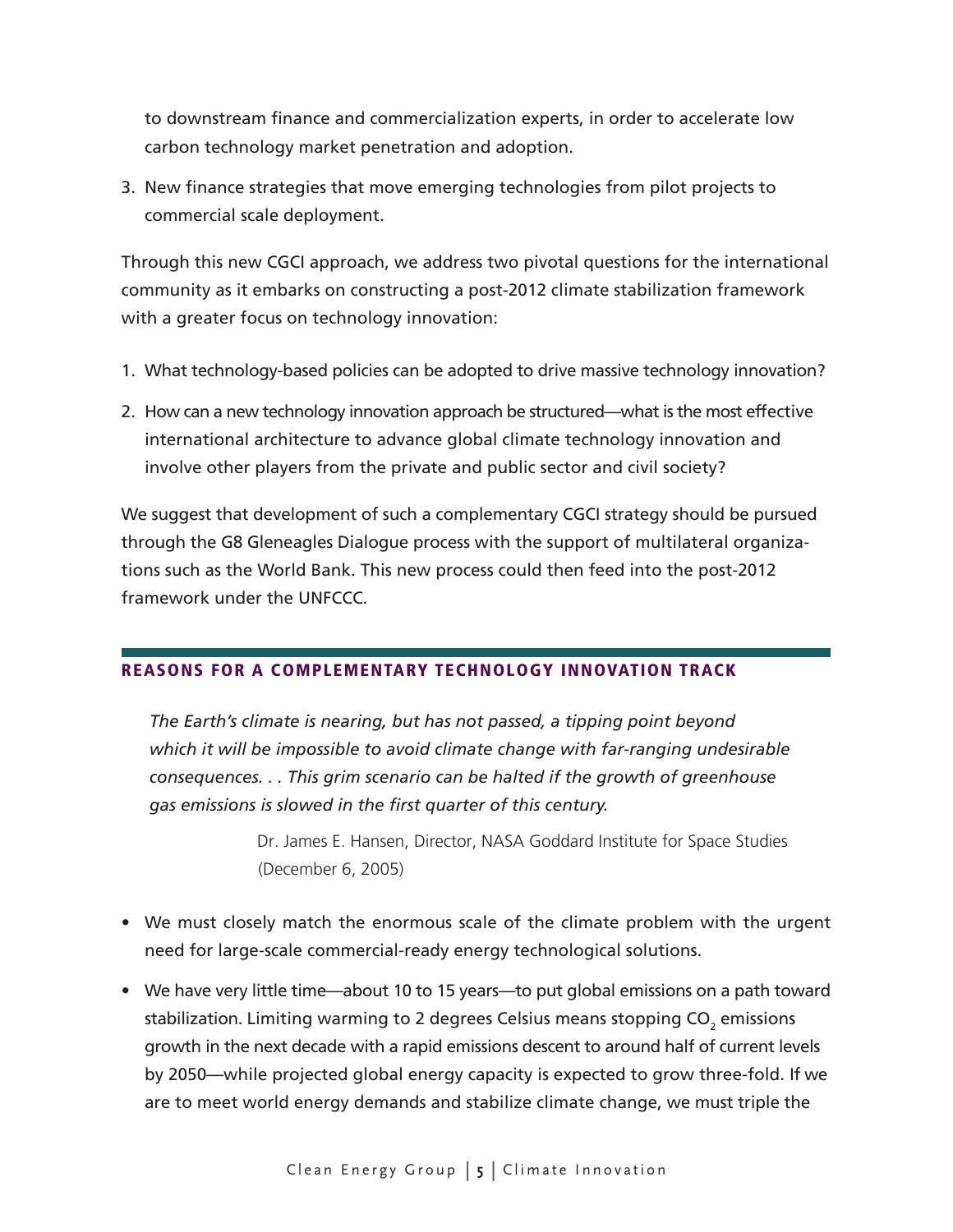to downstream finance and commercialization experts, in order to accelerate low carbon technology market penetration and adoption.

3. New finance strategies that move emerging technologies from pilot projects to commercial scale deployment.

Through this new CGCI approach, we address two pivotal questions for the international community as it embarks on constructing a post-2012 climate stabilization framework with a greater focus on technology innovation:

1. What technology-based policies can be adopted to drive massive technology innovation?
2. How can a new technology innovation approach be structured—what is the most effective international architecture to advance global climate technology innovation and involve other players from the private and public sector and civil society?

We suggest that development of such a complementary CGCI strategy should be pursued through the G8 Gleneagles Dialogue process with the support of multilateral organizations such as the World Bank. This new process could then feed into the post-2012 framework under the UNFCCC.

## REASONS FOR A COMPLEMENTARY TECHNOLOGY INNOVATION TRACK

> *The Earth's climate is nearing, but has not passed, a tipping point beyond which it will be impossible to avoid climate change with far-ranging undesirable consequences. . . This grim scenario can be halted if the growth of greenhouse gas emissions is slowed in the first quarter of this century.*
>
> Dr. James E. Hansen, Director, NASA Goddard Institute for Space Studies (December 6, 2005)

- We must closely match the enormous scale of the climate problem with the urgent need for large-scale commercial-ready energy technological solutions.
- We have very little time—about 10 to 15 years—to put global emissions on a path toward stabilization. Limiting warming to 2 degrees Celsius means stopping $CO_2$ emissions growth in the next decade with a rapid emissions descent to around half of current levels by 2050—while projected global energy capacity is expected to grow three-fold. If we are to meet world energy demands and stabilize climate change, we must triple the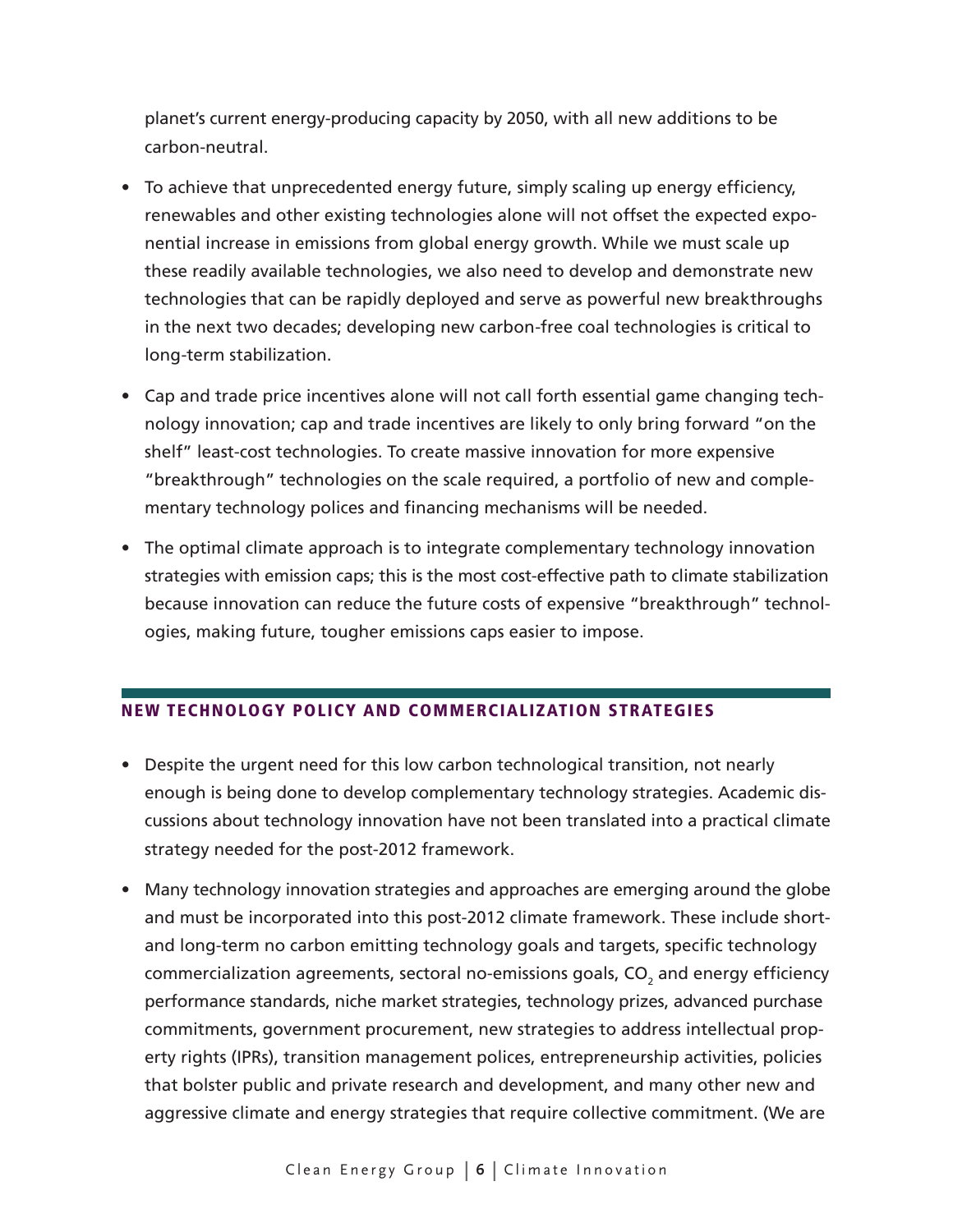planet's current energy-producing capacity by 2050, with all new additions to be carbon-neutral.

- To achieve that unprecedented energy future, simply scaling up energy efficiency, renewables and other existing technologies alone will not offset the expected exponential increase in emissions from global energy growth. While we must scale up these readily available technologies, we also need to develop and demonstrate new technologies that can be rapidly deployed and serve as powerful new breakthroughs in the next two decades; developing new carbon-free coal technologies is critical to long-term stabilization.

- Cap and trade price incentives alone will not call forth essential game changing technology innovation; cap and trade incentives are likely to only bring forward "on the shelf" least-cost technologies. To create massive innovation for more expensive "breakthrough" technologies on the scale required, a portfolio of new and complementary technology polices and financing mechanisms will be needed.

- The optimal climate approach is to integrate complementary technology innovation strategies with emission caps; this is the most cost-effective path to climate stabilization because innovation can reduce the future costs of expensive "breakthrough" technologies, making future, tougher emissions caps easier to impose.

## NEW TECHNOLOGY POLICY AND COMMERCIALIZATION STRATEGIES

- Despite the urgent need for this low carbon technological transition, not nearly enough is being done to develop complementary technology strategies. Academic discussions about technology innovation have not been translated into a practical climate strategy needed for the post-2012 framework.

- Many technology innovation strategies and approaches are emerging around the globe and must be incorporated into this post-2012 climate framework. These include short- and long-term no carbon emitting technology goals and targets, specific technology commercialization agreements, sectoral no-emissions goals, $CO_2$ and energy efficiency performance standards, niche market strategies, technology prizes, advanced purchase commitments, government procurement, new strategies to address intellectual property rights (IPRs), transition management polices, entrepreneurship activities, policies that bolster public and private research and development, and many other new and aggressive climate and energy strategies that require collective commitment. (We are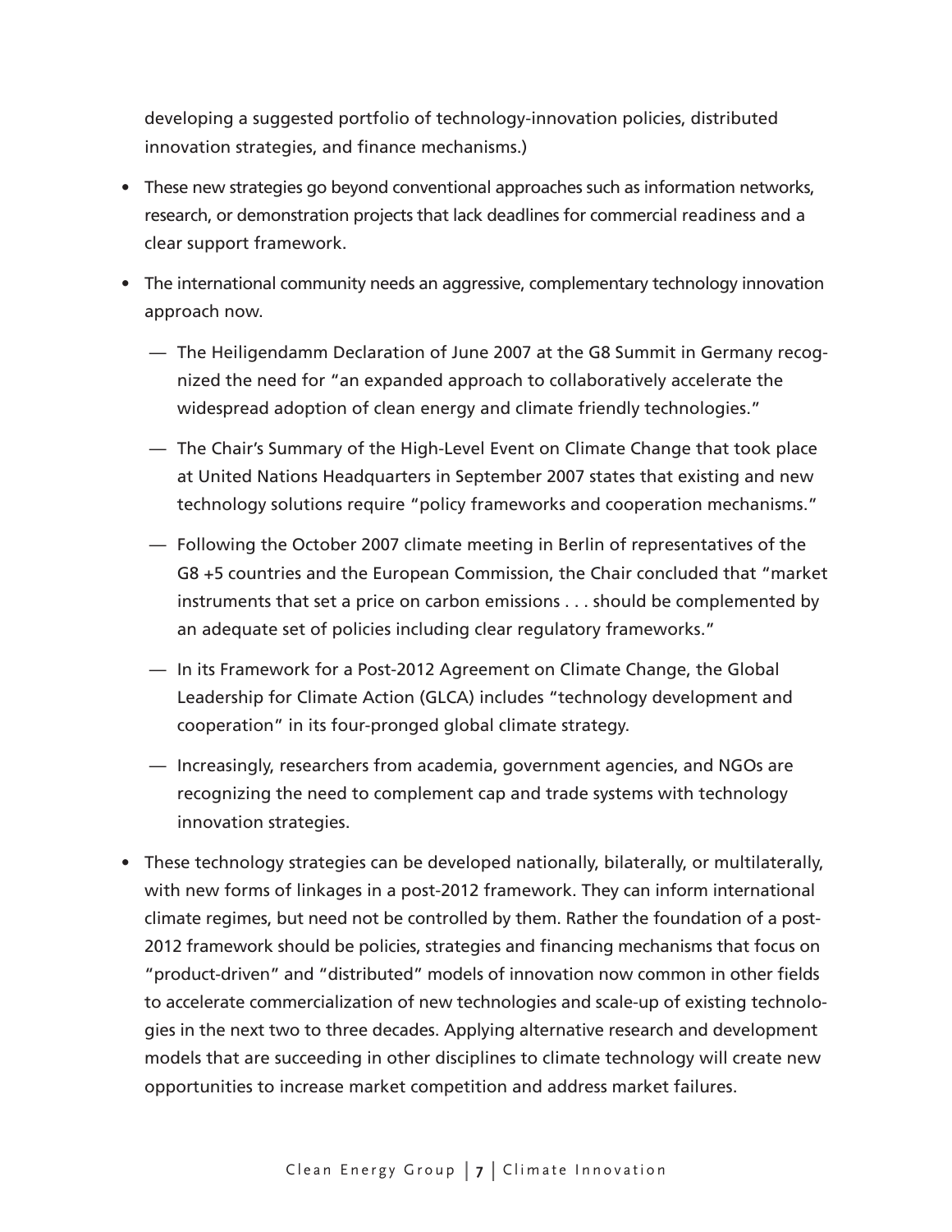developing a suggested portfolio of technology-innovation policies, distributed innovation strategies, and finance mechanisms.)

- These new strategies go beyond conventional approaches such as information networks, research, or demonstration projects that lack deadlines for commercial readiness and a clear support framework.
- The international community needs an aggressive, complementary technology innovation approach now.
  - The Heiligendamm Declaration of June 2007 at the G8 Summit in Germany recognized the need for "an expanded approach to collaboratively accelerate the widespread adoption of clean energy and climate friendly technologies."
  - The Chair's Summary of the High-Level Event on Climate Change that took place at United Nations Headquarters in September 2007 states that existing and new technology solutions require "policy frameworks and cooperation mechanisms."
  - Following the October 2007 climate meeting in Berlin of representatives of the G8 +5 countries and the European Commission, the Chair concluded that "market instruments that set a price on carbon emissions . . . should be complemented by an adequate set of policies including clear regulatory frameworks."
  - In its Framework for a Post-2012 Agreement on Climate Change, the Global Leadership for Climate Action (GLCA) includes "technology development and cooperation" in its four-pronged global climate strategy.
  - Increasingly, researchers from academia, government agencies, and NGOs are recognizing the need to complement cap and trade systems with technology innovation strategies.
- These technology strategies can be developed nationally, bilaterally, or multilaterally, with new forms of linkages in a post-2012 framework. They can inform international climate regimes, but need not be controlled by them. Rather the foundation of a post-2012 framework should be policies, strategies and financing mechanisms that focus on "product-driven" and "distributed" models of innovation now common in other fields to accelerate commercialization of new technologies and scale-up of existing technologies in the next two to three decades. Applying alternative research and development models that are succeeding in other disciplines to climate technology will create new opportunities to increase market competition and address market failures.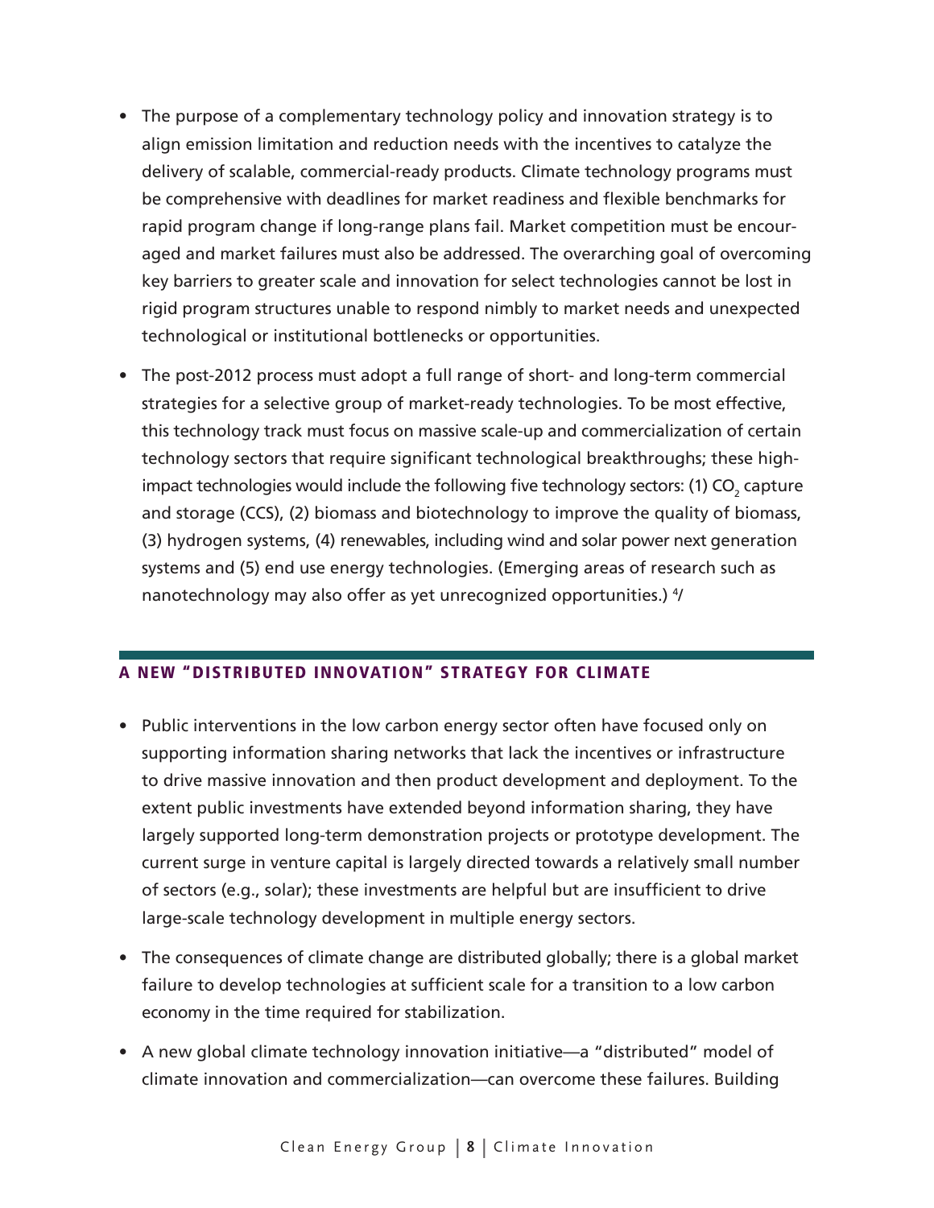- The purpose of a complementary technology policy and innovation strategy is to align emission limitation and reduction needs with the incentives to catalyze the delivery of scalable, commercial-ready products. Climate technology programs must be comprehensive with deadlines for market readiness and flexible benchmarks for rapid program change if long-range plans fail. Market competition must be encouraged and market failures must also be addressed. The overarching goal of overcoming key barriers to greater scale and innovation for select technologies cannot be lost in rigid program structures unable to respond nimbly to market needs and unexpected technological or institutional bottlenecks or opportunities.

- The post-2012 process must adopt a full range of short- and long-term commercial strategies for a selective group of market-ready technologies. To be most effective, this technology track must focus on massive scale-up and commercialization of certain technology sectors that require significant technological breakthroughs; these high-impact technologies would include the following five technology sectors: (1) $CO_2$ capture and storage (CCS), (2) biomass and biotechnology to improve the quality of biomass, (3) hydrogen systems, (4) renewables, including wind and solar power next generation systems and (5) end use energy technologies. (Emerging areas of research such as nanotechnology may also offer as yet unrecognized opportunities.) [4]/

## A NEW "DISTRIBUTED INNOVATION" STRATEGY FOR CLIMATE

- Public interventions in the low carbon energy sector often have focused only on supporting information sharing networks that lack the incentives or infrastructure to drive massive innovation and then product development and deployment. To the extent public investments have extended beyond information sharing, they have largely supported long-term demonstration projects or prototype development. The current surge in venture capital is largely directed towards a relatively small number of sectors (e.g., solar); these investments are helpful but are insufficient to drive large-scale technology development in multiple energy sectors.

- The consequences of climate change are distributed globally; there is a global market failure to develop technologies at sufficient scale for a transition to a low carbon economy in the time required for stabilization.

- A new global climate technology innovation initiative—a "distributed" model of climate innovation and commercialization—can overcome these failures. Building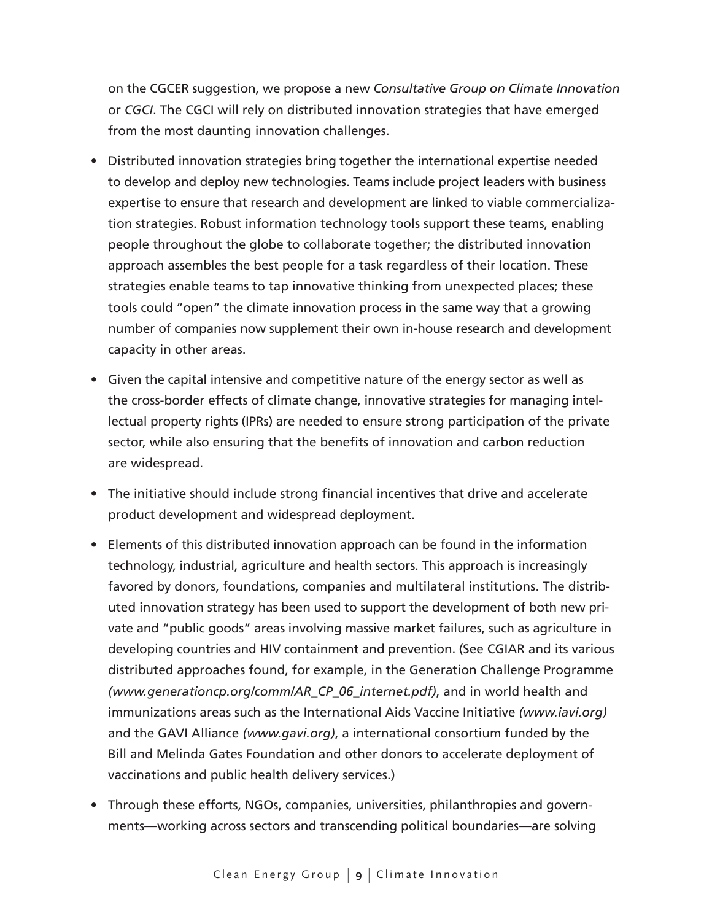on the CGCER suggestion, we propose a new *Consultative Group on Climate Innovation* or *CGCI*. The CGCI will rely on distributed innovation strategies that have emerged from the most daunting innovation challenges.

- Distributed innovation strategies bring together the international expertise needed to develop and deploy new technologies. Teams include project leaders with business expertise to ensure that research and development are linked to viable commercialization strategies. Robust information technology tools support these teams, enabling people throughout the globe to collaborate together; the distributed innovation approach assembles the best people for a task regardless of their location. These strategies enable teams to tap innovative thinking from unexpected places; these tools could "open" the climate innovation process in the same way that a growing number of companies now supplement their own in-house research and development capacity in other areas.

- Given the capital intensive and competitive nature of the energy sector as well as the cross-border effects of climate change, innovative strategies for managing intellectual property rights (IPRs) are needed to ensure strong participation of the private sector, while also ensuring that the benefits of innovation and carbon reduction are widespread.

- The initiative should include strong financial incentives that drive and accelerate product development and widespread deployment.

- Elements of this distributed innovation approach can be found in the information technology, industrial, agriculture and health sectors. This approach is increasingly favored by donors, foundations, companies and multilateral institutions. The distributed innovation strategy has been used to support the development of both new private and "public goods" areas involving massive market failures, such as agriculture in developing countries and HIV containment and prevention. (See CGIAR and its various distributed approaches found, for example, in the Generation Challenge Programme *(www.generationcp.org/comm/AR_CP_06_internet.pdf)*, and in world health and immunizations areas such as the International Aids Vaccine Initiative *(www.iavi.org)* and the GAVI Alliance *(www.gavi.org)*, a international consortium funded by the Bill and Melinda Gates Foundation and other donors to accelerate deployment of vaccinations and public health delivery services.)

- Through these efforts, NGOs, companies, universities, philanthropies and governments—working across sectors and transcending political boundaries—are solving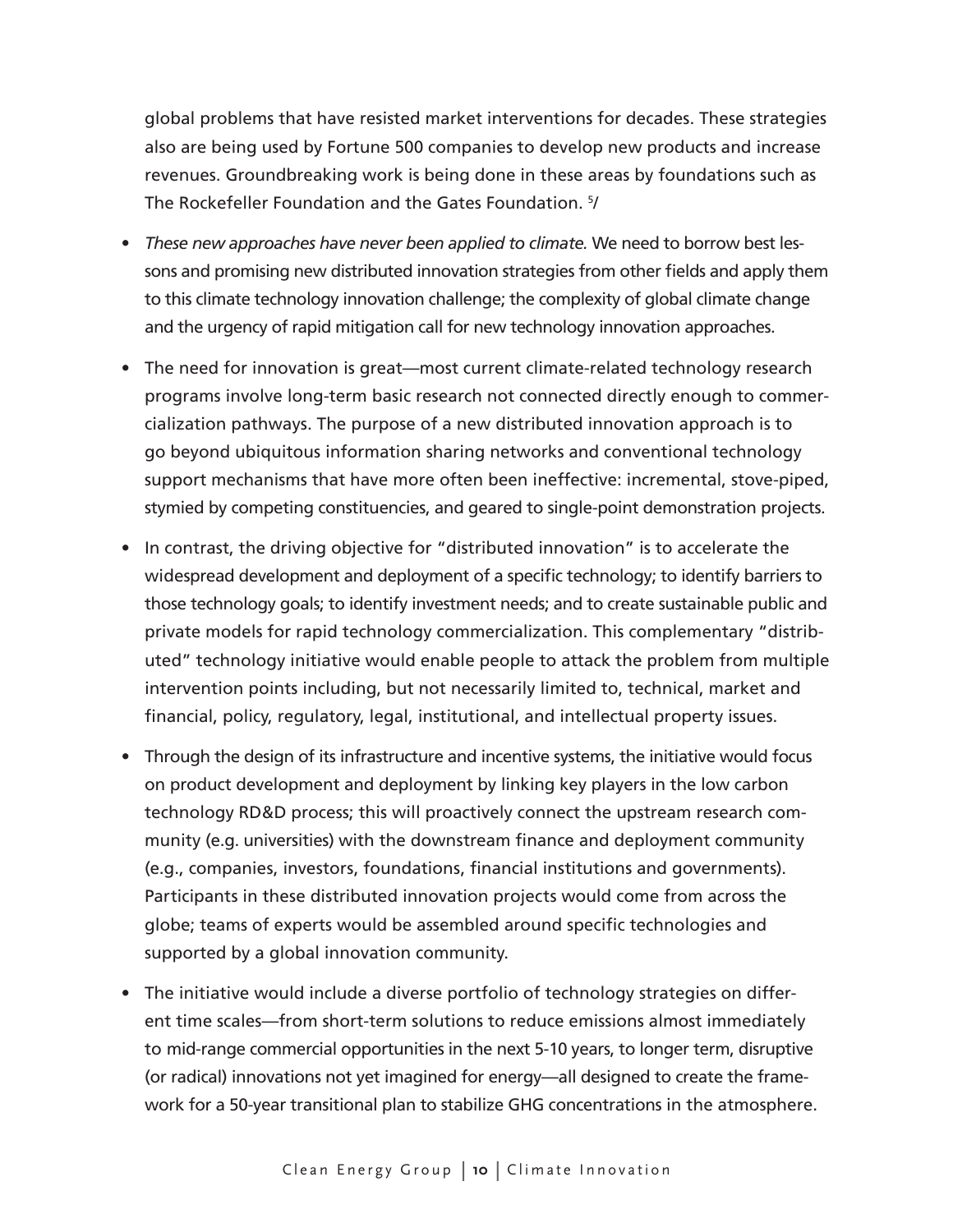global problems that have resisted market interventions for decades. These strategies also are being used by Fortune 500 companies to develop new products and increase revenues. Groundbreaking work is being done in these areas by foundations such as The Rockefeller Foundation and the Gates Foundation. [5]/

- *These new approaches have never been applied to climate.* We need to borrow best lessons and promising new distributed innovation strategies from other fields and apply them to this climate technology innovation challenge; the complexity of global climate change and the urgency of rapid mitigation call for new technology innovation approaches.
- The need for innovation is great—most current climate-related technology research programs involve long-term basic research not connected directly enough to commercialization pathways. The purpose of a new distributed innovation approach is to go beyond ubiquitous information sharing networks and conventional technology support mechanisms that have more often been ineffective: incremental, stove-piped, stymied by competing constituencies, and geared to single-point demonstration projects.
- In contrast, the driving objective for "distributed innovation" is to accelerate the widespread development and deployment of a specific technology; to identify barriers to those technology goals; to identify investment needs; and to create sustainable public and private models for rapid technology commercialization. This complementary "distributed" technology initiative would enable people to attack the problem from multiple intervention points including, but not necessarily limited to, technical, market and financial, policy, regulatory, legal, institutional, and intellectual property issues.
- Through the design of its infrastructure and incentive systems, the initiative would focus on product development and deployment by linking key players in the low carbon technology RD&D process; this will proactively connect the upstream research community (e.g. universities) with the downstream finance and deployment community (e.g., companies, investors, foundations, financial institutions and governments). Participants in these distributed innovation projects would come from across the globe; teams of experts would be assembled around specific technologies and supported by a global innovation community.
- The initiative would include a diverse portfolio of technology strategies on different time scales—from short-term solutions to reduce emissions almost immediately to mid-range commercial opportunities in the next 5-10 years, to longer term, disruptive (or radical) innovations not yet imagined for energy—all designed to create the framework for a 50-year transitional plan to stabilize GHG concentrations in the atmosphere.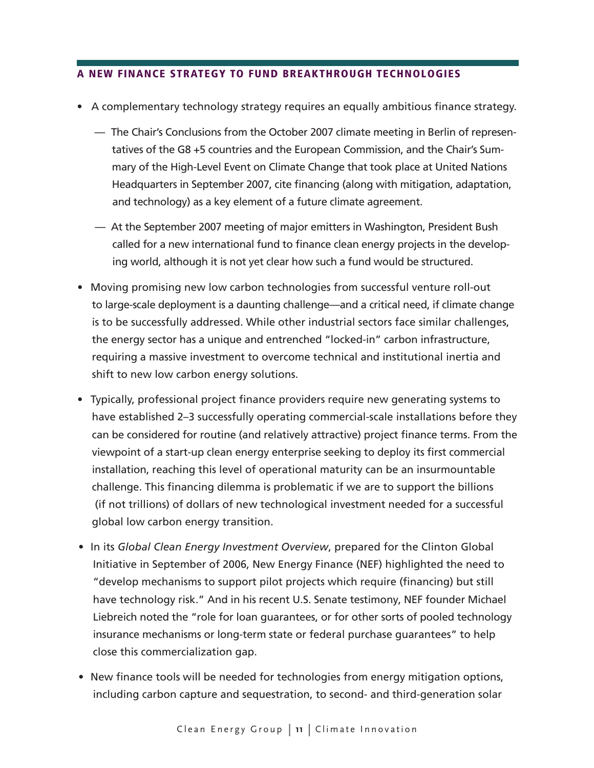## A NEW FINANCE STRATEGY TO FUND BREAKTHROUGH TECHNOLOGIES

- A complementary technology strategy requires an equally ambitious finance strategy.
  - — The Chair's Conclusions from the October 2007 climate meeting in Berlin of representatives of the G8 +5 countries and the European Commission, and the Chair's Summary of the High-Level Event on Climate Change that took place at United Nations Headquarters in September 2007, cite financing (along with mitigation, adaptation, and technology) as a key element of a future climate agreement.
  - — At the September 2007 meeting of major emitters in Washington, President Bush called for a new international fund to finance clean energy projects in the developing world, although it is not yet clear how such a fund would be structured.
- Moving promising new low carbon technologies from successful venture roll-out to large-scale deployment is a daunting challenge—and a critical need, if climate change is to be successfully addressed. While other industrial sectors face similar challenges, the energy sector has a unique and entrenched "locked-in" carbon infrastructure, requiring a massive investment to overcome technical and institutional inertia and shift to new low carbon energy solutions.
- Typically, professional project finance providers require new generating systems to have established 2–3 successfully operating commercial-scale installations before they can be considered for routine (and relatively attractive) project finance terms. From the viewpoint of a start-up clean energy enterprise seeking to deploy its first commercial installation, reaching this level of operational maturity can be an insurmountable challenge. This financing dilemma is problematic if we are to support the billions (if not trillions) of dollars of new technological investment needed for a successful global low carbon energy transition.
- In its *Global Clean Energy Investment Overview*, prepared for the Clinton Global Initiative in September of 2006, New Energy Finance (NEF) highlighted the need to "develop mechanisms to support pilot projects which require (financing) but still have technology risk." And in his recent U.S. Senate testimony, NEF founder Michael Liebreich noted the "role for loan guarantees, or for other sorts of pooled technology insurance mechanisms or long-term state or federal purchase guarantees" to help close this commercialization gap.
- New finance tools will be needed for technologies from energy mitigation options, including carbon capture and sequestration, to second- and third-generation solar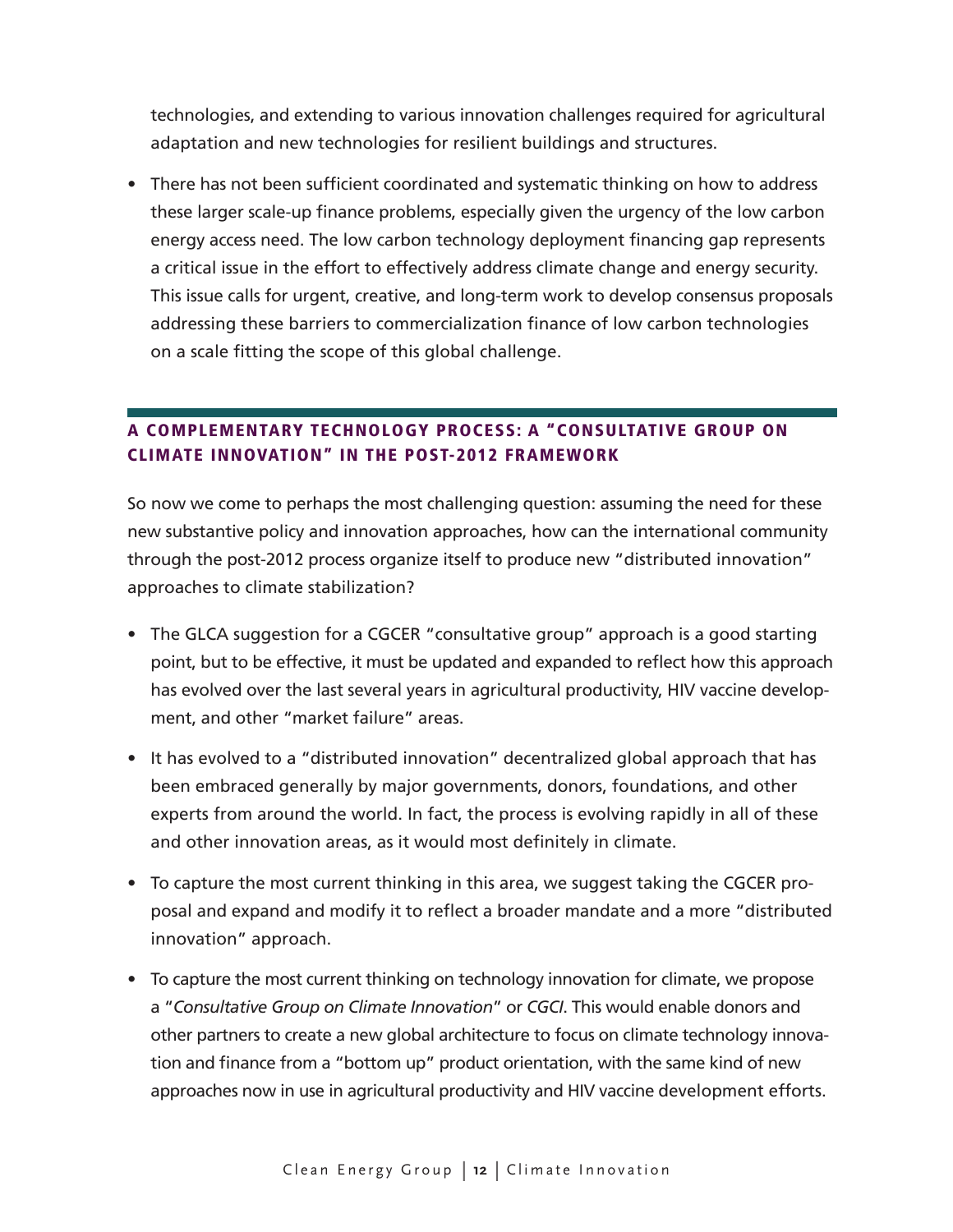technologies, and extending to various innovation challenges required for agricultural adaptation and new technologies for resilient buildings and structures.

- There has not been sufficient coordinated and systematic thinking on how to address these larger scale-up finance problems, especially given the urgency of the low carbon energy access need. The low carbon technology deployment financing gap represents a critical issue in the effort to effectively address climate change and energy security. This issue calls for urgent, creative, and long-term work to develop consensus proposals addressing these barriers to commercialization finance of low carbon technologies on a scale fitting the scope of this global challenge.

## A COMPLEMENTARY TECHNOLOGY PROCESS: A "CONSULTATIVE GROUP ON CLIMATE INNOVATION" IN THE POST-2012 FRAMEWORK

So now we come to perhaps the most challenging question: assuming the need for these new substantive policy and innovation approaches, how can the international community through the post-2012 process organize itself to produce new "distributed innovation" approaches to climate stabilization?

- The GLCA suggestion for a CGCER "consultative group" approach is a good starting point, but to be effective, it must be updated and expanded to reflect how this approach has evolved over the last several years in agricultural productivity, HIV vaccine development, and other "market failure" areas.
- It has evolved to a "distributed innovation" decentralized global approach that has been embraced generally by major governments, donors, foundations, and other experts from around the world. In fact, the process is evolving rapidly in all of these and other innovation areas, as it would most definitely in climate.
- To capture the most current thinking in this area, we suggest taking the CGCER proposal and expand and modify it to reflect a broader mandate and a more "distributed innovation" approach.
- To capture the most current thinking on technology innovation for climate, we propose a "*Consultative Group on Climate Innovation*" or *CGCI*. This would enable donors and other partners to create a new global architecture to focus on climate technology innovation and finance from a "bottom up" product orientation, with the same kind of new approaches now in use in agricultural productivity and HIV vaccine development efforts.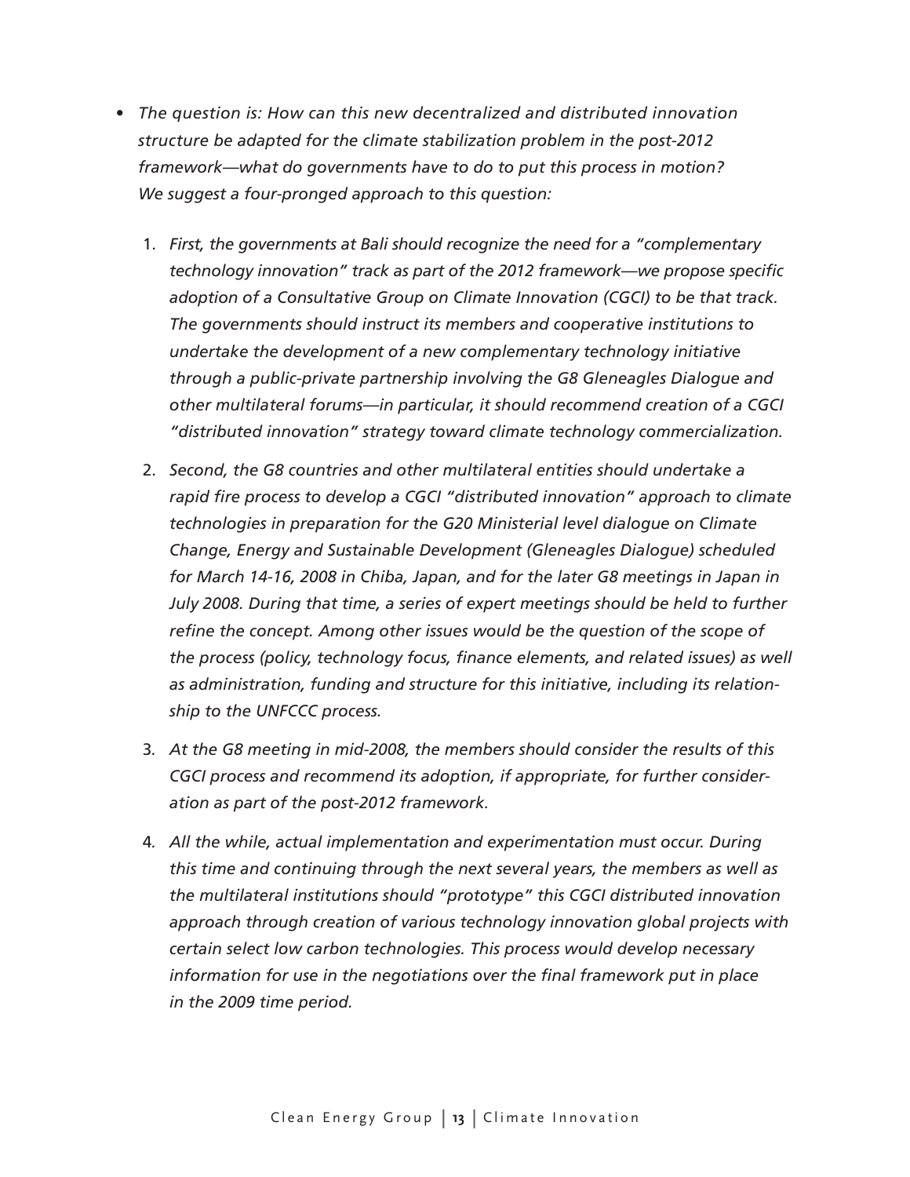- *The question is: How can this new decentralized and distributed innovation structure be adapted for the climate stabilization problem in the post-2012 framework—what do governments have to do to put this process in motion? We suggest a four-pronged approach to this question:*

  1. *First, the governments at Bali should recognize the need for a "complementary technology innovation" track as part of the 2012 framework—we propose specific adoption of a Consultative Group on Climate Innovation (CGCI) to be that track. The governments should instruct its members and cooperative institutions to undertake the development of a new complementary technology initiative through a public-private partnership involving the G8 Gleneagles Dialogue and other multilateral forums—in particular, it should recommend creation of a CGCI "distributed innovation" strategy toward climate technology commercialization.*

  2. *Second, the G8 countries and other multilateral entities should undertake a rapid fire process to develop a CGCI "distributed innovation" approach to climate technologies in preparation for the G20 Ministerial level dialogue on Climate Change, Energy and Sustainable Development (Gleneagles Dialogue) scheduled for March 14-16, 2008 in Chiba, Japan, and for the later G8 meetings in Japan in July 2008. During that time, a series of expert meetings should be held to further refine the concept. Among other issues would be the question of the scope of the process (policy, technology focus, finance elements, and related issues) as well as administration, funding and structure for this initiative, including its relationship to the UNFCCC process.*

  3. *At the G8 meeting in mid-2008, the members should consider the results of this CGCI process and recommend its adoption, if appropriate, for further consideration as part of the post-2012 framework.*

  4. *All the while, actual implementation and experimentation must occur. During this time and continuing through the next several years, the members as well as the multilateral institutions should "prototype" this CGCI distributed innovation approach through creation of various technology innovation global projects with certain select low carbon technologies. This process would develop necessary information for use in the negotiations over the final framework put in place in the 2009 time period.*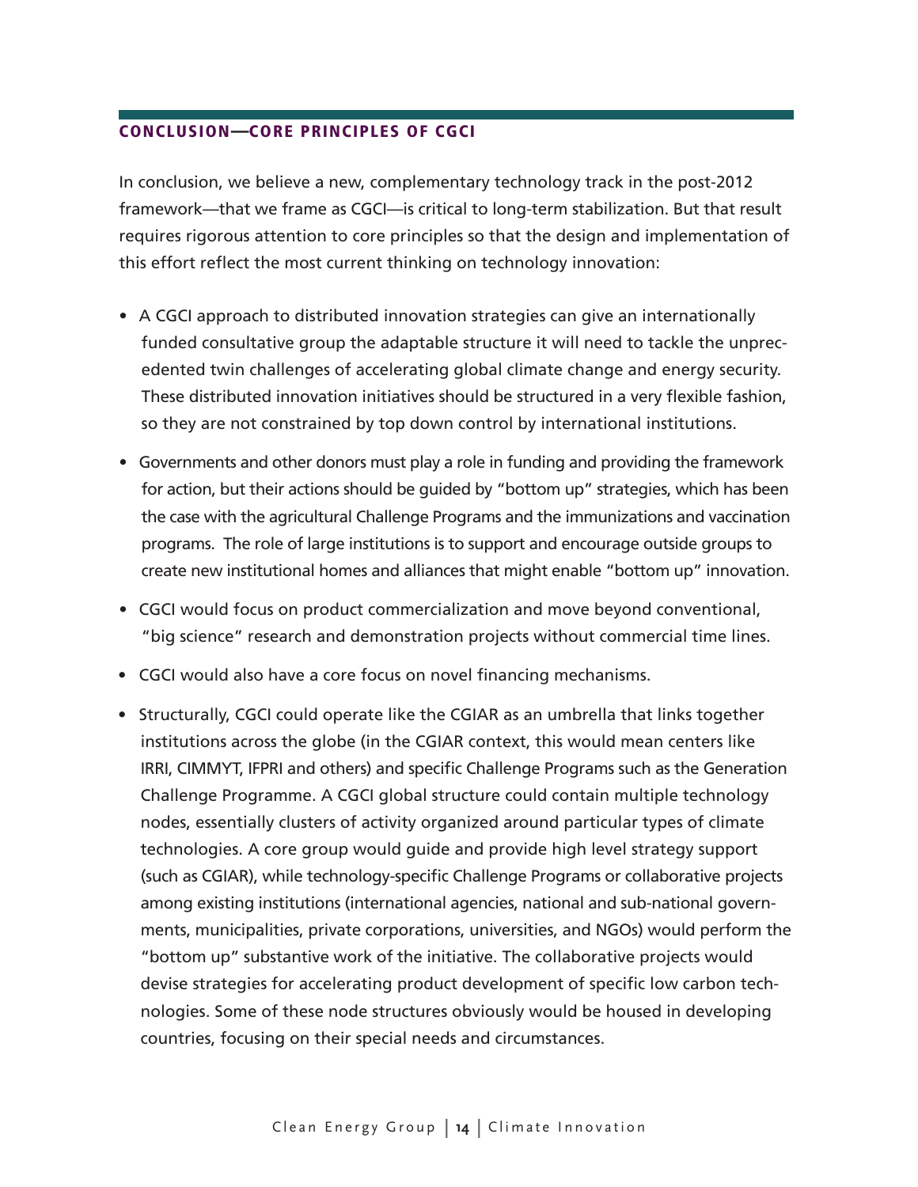## CONCLUSION—CORE PRINCIPLES OF CGCI

In conclusion, we believe a new, complementary technology track in the post-2012 framework—that we frame as CGCI—is critical to long-term stabilization. But that result requires rigorous attention to core principles so that the design and implementation of this effort reflect the most current thinking on technology innovation:

- A CGCI approach to distributed innovation strategies can give an internationally funded consultative group the adaptable structure it will need to tackle the unprecedented twin challenges of accelerating global climate change and energy security. These distributed innovation initiatives should be structured in a very flexible fashion, so they are not constrained by top down control by international institutions.
- Governments and other donors must play a role in funding and providing the framework for action, but their actions should be guided by "bottom up" strategies, which has been the case with the agricultural Challenge Programs and the immunizations and vaccination programs. The role of large institutions is to support and encourage outside groups to create new institutional homes and alliances that might enable "bottom up" innovation.
- CGCI would focus on product commercialization and move beyond conventional, "big science" research and demonstration projects without commercial time lines.
- CGCI would also have a core focus on novel financing mechanisms.
- Structurally, CGCI could operate like the CGIAR as an umbrella that links together institutions across the globe (in the CGIAR context, this would mean centers like IRRI, CIMMYT, IFPRI and others) and specific Challenge Programs such as the Generation Challenge Programme. A CGCI global structure could contain multiple technology nodes, essentially clusters of activity organized around particular types of climate technologies. A core group would guide and provide high level strategy support (such as CGIAR), while technology-specific Challenge Programs or collaborative projects among existing institutions (international agencies, national and sub-national governments, municipalities, private corporations, universities, and NGOs) would perform the "bottom up" substantive work of the initiative. The collaborative projects would devise strategies for accelerating product development of specific low carbon technologies. Some of these node structures obviously would be housed in developing countries, focusing on their special needs and circumstances.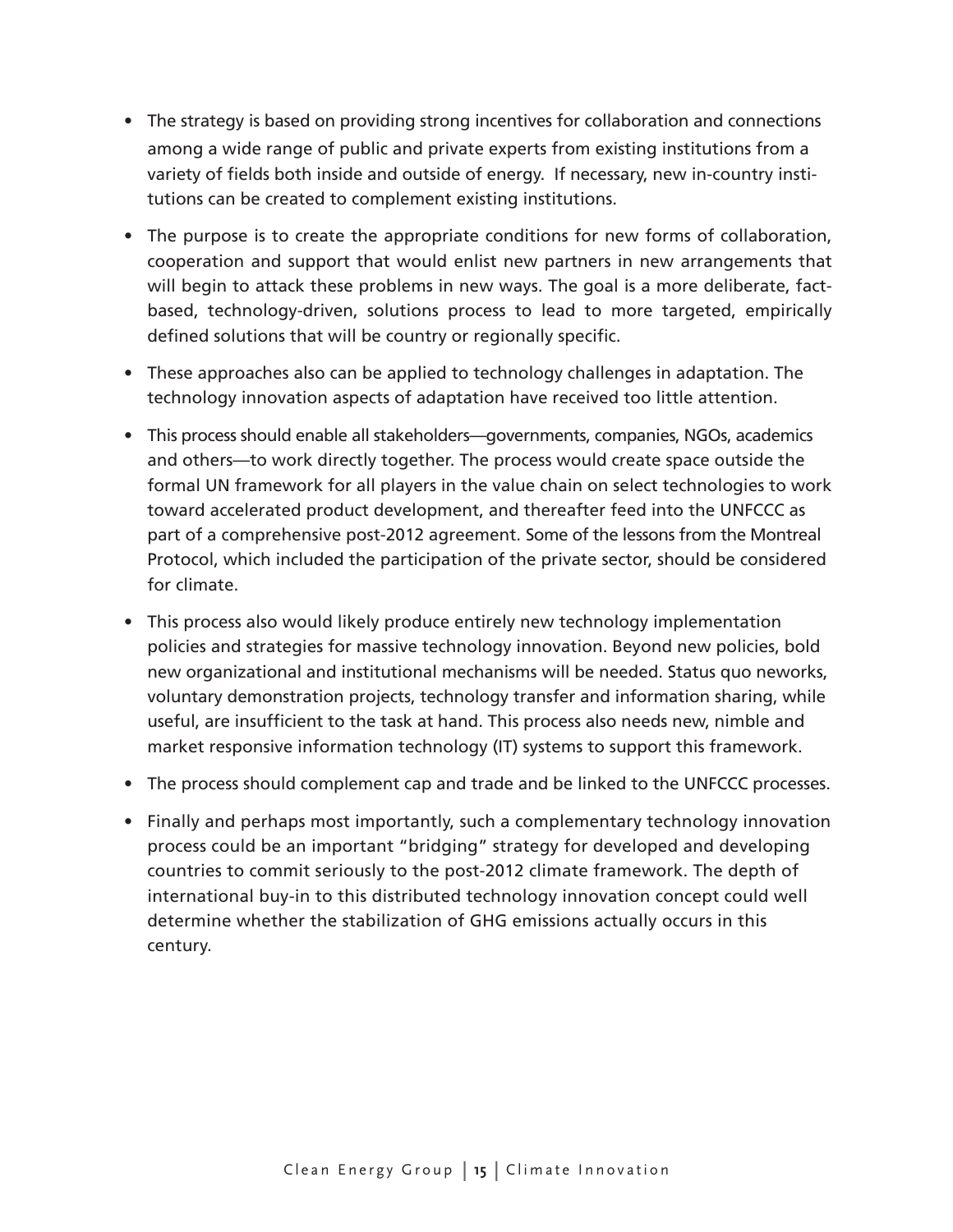- The strategy is based on providing strong incentives for collaboration and connections among a wide range of public and private experts from existing institutions from a variety of fields both inside and outside of energy. If necessary, new in-country institutions can be created to complement existing institutions.
- The purpose is to create the appropriate conditions for new forms of collaboration, cooperation and support that would enlist new partners in new arrangements that will begin to attack these problems in new ways. The goal is a more deliberate, fact-based, technology-driven, solutions process to lead to more targeted, empirically defined solutions that will be country or regionally specific.
- These approaches also can be applied to technology challenges in adaptation. The technology innovation aspects of adaptation have received too little attention.
- This process should enable all stakeholders—governments, companies, NGOs, academics and others—to work directly together. The process would create space outside the formal UN framework for all players in the value chain on select technologies to work toward accelerated product development, and thereafter feed into the UNFCCC as part of a comprehensive post-2012 agreement. Some of the lessons from the Montreal Protocol, which included the participation of the private sector, should be considered for climate.
- This process also would likely produce entirely new technology implementation policies and strategies for massive technology innovation. Beyond new policies, bold new organizational and institutional mechanisms will be needed. Status quo neworks, voluntary demonstration projects, technology transfer and information sharing, while useful, are insufficient to the task at hand. This process also needs new, nimble and market responsive information technology (IT) systems to support this framework.
- The process should complement cap and trade and be linked to the UNFCCC processes.
- Finally and perhaps most importantly, such a complementary technology innovation process could be an important "bridging" strategy for developed and developing countries to commit seriously to the post-2012 climate framework. The depth of international buy-in to this distributed technology innovation concept could well determine whether the stabilization of GHG emissions actually occurs in this century.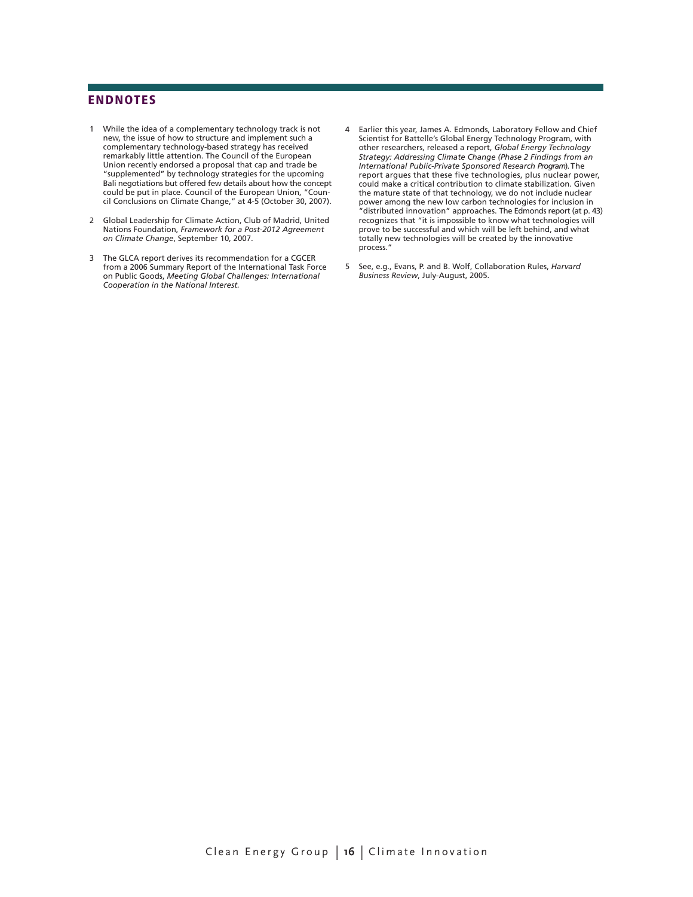## ENDNOTES

1. While the idea of a complementary technology track is not new, the issue of how to structure and implement such a complementary technology-based strategy has received remarkably little attention. The Council of the European Union recently endorsed a proposal that cap and trade be "supplemented" by technology strategies for the upcoming Bali negotiations but offered few details about how the concept could be put in place. Council of the European Union, "Council Conclusions on Climate Change," at 4-5 (October 30, 2007).

2. Global Leadership for Climate Action, Club of Madrid, United Nations Foundation, *Framework for a Post-2012 Agreement on Climate Change*, September 10, 2007.

3. The GLCA report derives its recommendation for a CGCER from a 2006 Summary Report of the International Task Force on Public Goods, *Meeting Global Challenges: International Cooperation in the National Interest.*

4. Earlier this year, James A. Edmonds, Laboratory Fellow and Chief Scientist for Battelle's Global Energy Technology Program, with other researchers, released a report, *Global Energy Technology Strategy: Addressing Climate Change (Phase 2 Findings from an International Public-Private Sponsored Research Program*). The report argues that these five technologies, plus nuclear power, could make a critical contribution to climate stabilization. Given the mature state of that technology, we do not include nuclear power among the new low carbon technologies for inclusion in "distributed innovation" approaches. The Edmonds report (at p. 43) recognizes that "it is impossible to know what technologies will prove to be successful and which will be left behind, and what totally new technologies will be created by the innovative process."

5. See, e.g., Evans, P. and B. Wolf, Collaboration Rules, *Harvard Business Review*, July-August, 2005.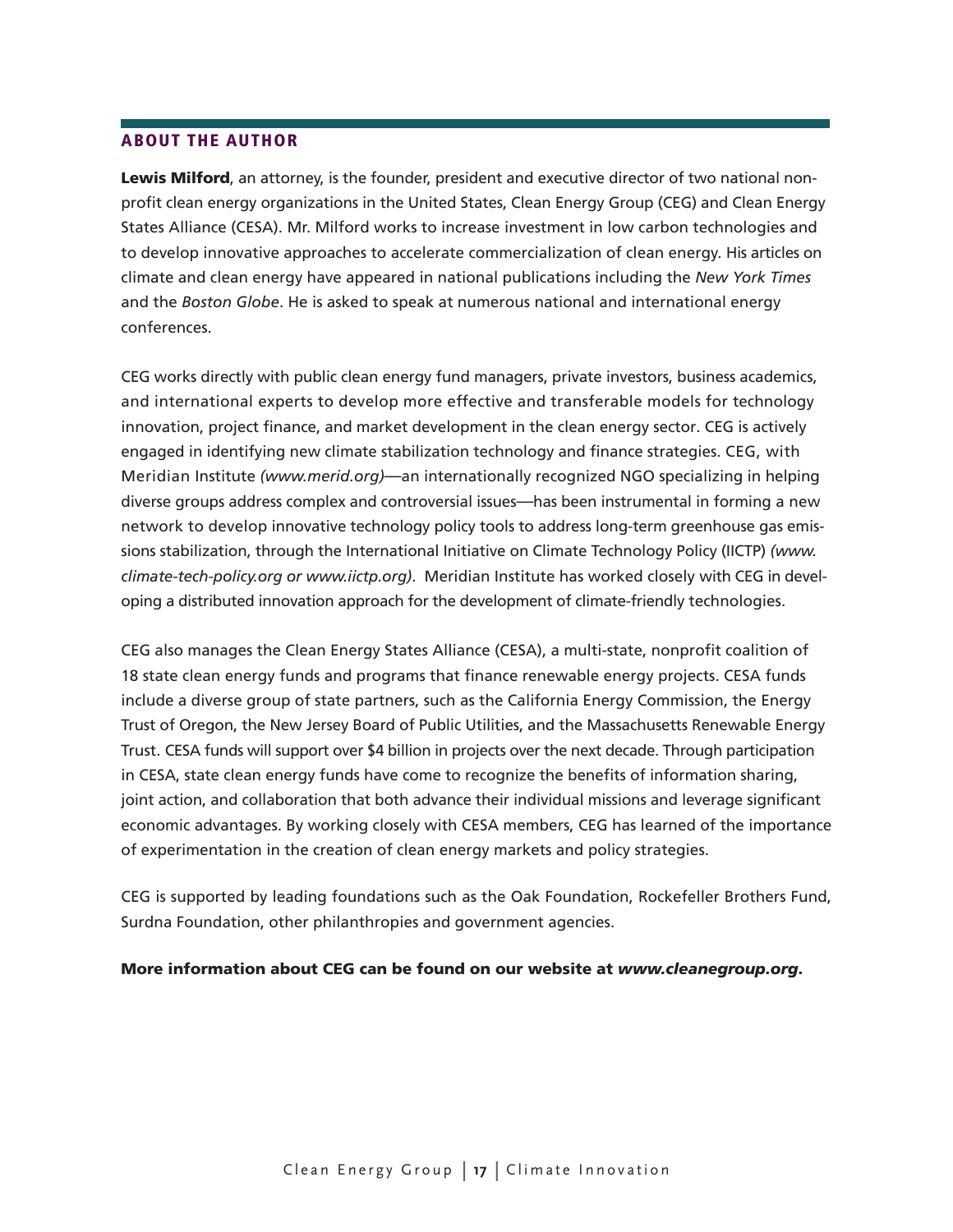## ABOUT THE AUTHOR

**Lewis Milford**, an attorney, is the founder, president and executive director of two national non-profit clean energy organizations in the United States, Clean Energy Group (CEG) and Clean Energy States Alliance (CESA). Mr. Milford works to increase investment in low carbon technologies and to develop innovative approaches to accelerate commercialization of clean energy. His articles on climate and clean energy have appeared in national publications including the *New York Times* and the *Boston Globe*. He is asked to speak at numerous national and international energy conferences.

CEG works directly with public clean energy fund managers, private investors, business academics, and international experts to develop more effective and transferable models for technology innovation, project finance, and market development in the clean energy sector. CEG is actively engaged in identifying new climate stabilization technology and finance strategies. CEG, with Meridian Institute *(www.merid.org)*—an internationally recognized NGO specializing in helping diverse groups address complex and controversial issues—has been instrumental in forming a new network to develop innovative technology policy tools to address long-term greenhouse gas emissions stabilization, through the International Initiative on Climate Technology Policy (IICTP) *(www.climate-tech-policy.org or www.iictp.org)*. Meridian Institute has worked closely with CEG in developing a distributed innovation approach for the development of climate-friendly technologies.

CEG also manages the Clean Energy States Alliance (CESA), a multi-state, nonprofit coalition of 18 state clean energy funds and programs that finance renewable energy projects. CESA funds include a diverse group of state partners, such as the California Energy Commission, the Energy Trust of Oregon, the New Jersey Board of Public Utilities, and the Massachusetts Renewable Energy Trust. CESA funds will support over $4 billion in projects over the next decade. Through participation in CESA, state clean energy funds have come to recognize the benefits of information sharing, joint action, and collaboration that both advance their individual missions and leverage significant economic advantages. By working closely with CESA members, CEG has learned of the importance of experimentation in the creation of clean energy markets and policy strategies.

CEG is supported by leading foundations such as the Oak Foundation, Rockefeller Brothers Fund, Surdna Foundation, other philanthropies and government agencies.

**More information about CEG can be found on our website at *www.cleanegroup.org*.**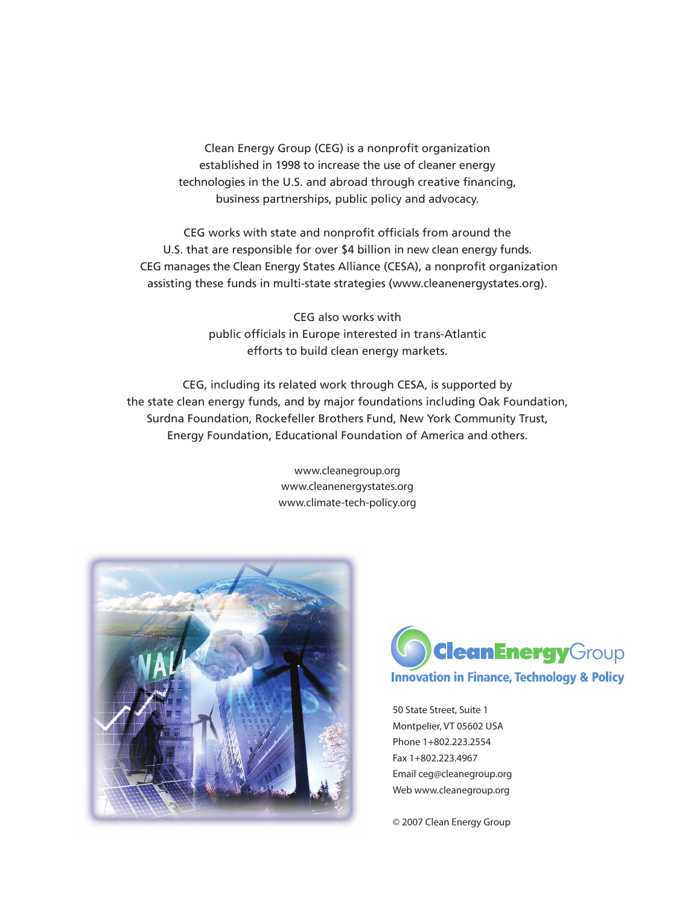Clean Energy Group (CEG) is a nonprofit organization established in 1998 to increase the use of cleaner energy technologies in the U.S. and abroad through creative financing, business partnerships, public policy and advocacy.

CEG works with state and nonprofit officials from around the U.S. that are responsible for over $4 billion in new clean energy funds. CEG manages the Clean Energy States Alliance (CESA), a nonprofit organization assisting these funds in multi-state strategies (www.cleanenergystates.org).

CEG also works with public officials in Europe interested in trans-Atlantic efforts to build clean energy markets.

CEG, including its related work through CESA, is supported by the state clean energy funds, and by major foundations including Oak Foundation, Surdna Foundation, Rockefeller Brothers Fund, New York Community Trust, Energy Foundation, Educational Foundation of America and others.

www.cleanegroup.org
www.cleanenergystates.org
www.climate-tech-policy.org

**CleanEnergyGroup**
**Innovation in Finance, Technology & Policy**

50 State Street, Suite 1
Montpelier, VT 05602 USA
Phone 1+802.223.2554
Fax 1+802.223.4967
Email ceg@cleanegroup.org
Web www.cleanegroup.org

© 2007 Clean Energy Group